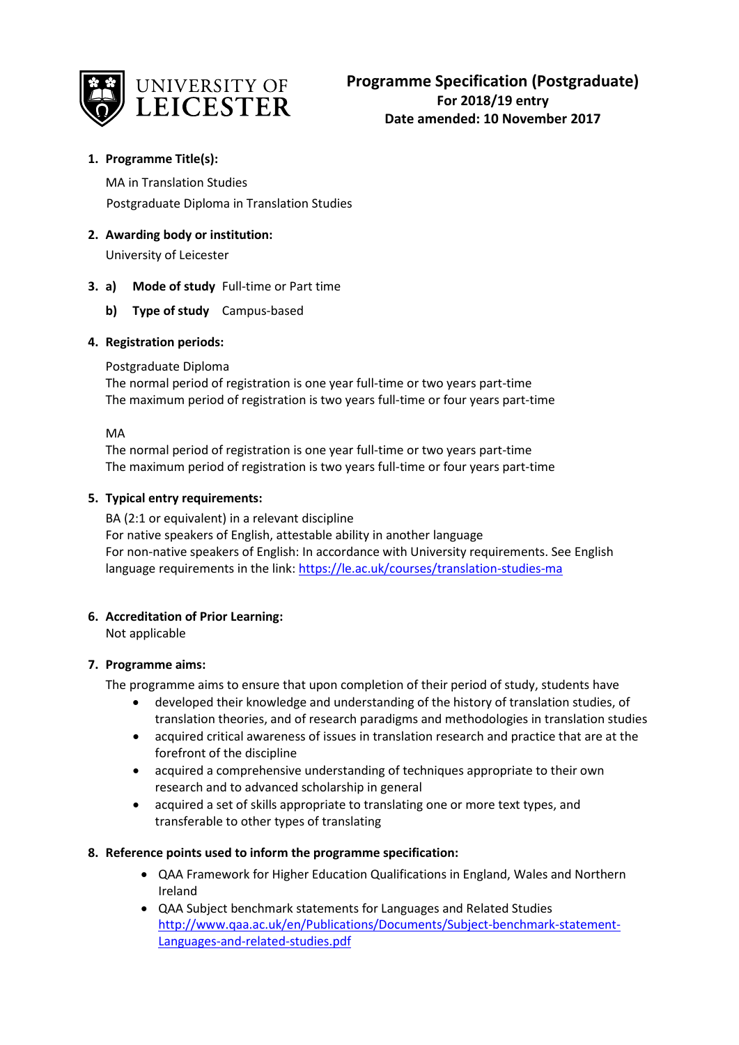UNIVERSITY OF LEICESTER

# Programme Specification (Postgraduate)

**For 2018/19 entry**

**Date amended: 10 November 2017**

1. **Programme Title(s):**

   MA in Translation Studies

   Postgraduate Diploma in Translation Studies

2. **Awarding body or institution:**

   University of Leicester

3. **a) Mode of study** Full-time or Part time

   **b) Type of study** Campus-based

4. **Registration periods:**

   Postgraduate Diploma
   The normal period of registration is one year full-time or two years part-time
   The maximum period of registration is two years full-time or four years part-time

   MA
   The normal period of registration is one year full-time or two years part-time
   The maximum period of registration is two years full-time or four years part-time

5. **Typical entry requirements:**

   BA (2:1 or equivalent) in a relevant discipline
   For native speakers of English, attestable ability in another language
   For non-native speakers of English: In accordance with University requirements. See English language requirements in the link: https://le.ac.uk/courses/translation-studies-ma

6. **Accreditation of Prior Learning:**
   Not applicable

7. **Programme aims:**

   The programme aims to ensure that upon completion of their period of study, students have
   - developed their knowledge and understanding of the history of translation studies, of translation theories, and of research paradigms and methodologies in translation studies
   - acquired critical awareness of issues in translation research and practice that are at the forefront of the discipline
   - acquired a comprehensive understanding of techniques appropriate to their own research and to advanced scholarship in general
   - acquired a set of skills appropriate to translating one or more text types, and transferable to other types of translating

8. **Reference points used to inform the programme specification:**
   - QAA Framework for Higher Education Qualifications in England, Wales and Northern Ireland
   - QAA Subject benchmark statements for Languages and Related Studies http://www.qaa.ac.uk/en/Publications/Documents/Subject-benchmark-statement-Languages-and-related-studies.pdf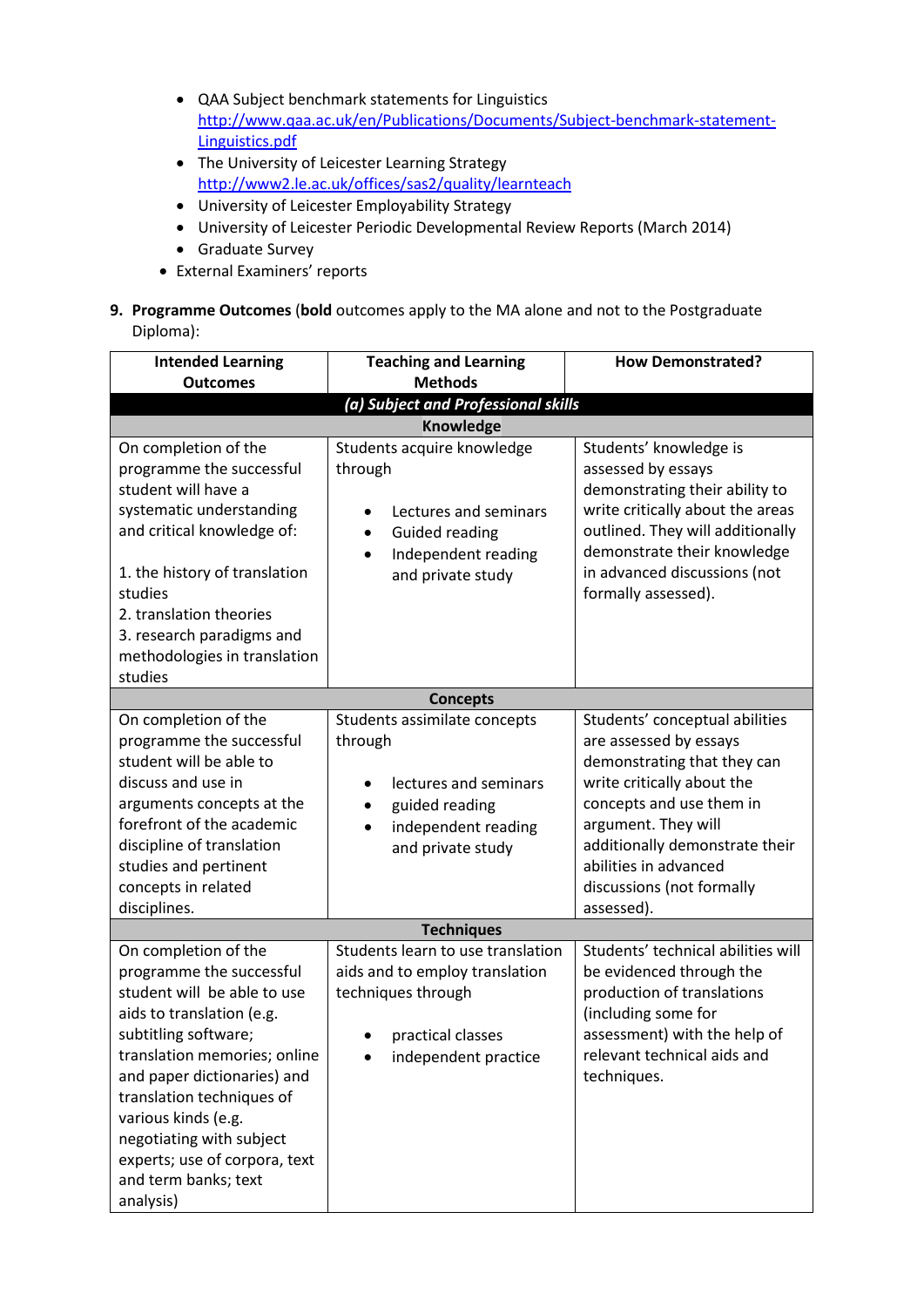- QAA Subject benchmark statements for Linguistics http://www.qaa.ac.uk/en/Publications/Documents/Subject-benchmark-statement-Linguistics.pdf
- The University of Leicester Learning Strategy http://www2.le.ac.uk/offices/sas2/quality/learnteach
- University of Leicester Employability Strategy
- University of Leicester Periodic Developmental Review Reports (March 2014)
- Graduate Survey
- External Examiners' reports

**9. Programme Outcomes** (**bold** outcomes apply to the MA alone and not to the Postgraduate Diploma):

| Intended Learning Outcomes | Teaching and Learning Methods | How Demonstrated? |
|---|---|---|
| ***(a) Subject and Professional skills*** | | |
| **Knowledge** | | |
| On completion of the programme the successful student will have a systematic understanding and critical knowledge of:<br><br>1. the history of translation studies<br>2. translation theories<br>3. research paradigms and methodologies in translation studies | Students acquire knowledge through<br><br>• Lectures and seminars<br>• Guided reading<br>• Independent reading and private study | Students' knowledge is assessed by essays demonstrating their ability to write critically about the areas outlined. They will additionally demonstrate their knowledge in advanced discussions (not formally assessed). |
| **Concepts** | | |
| On completion of the programme the successful student will be able to discuss and use in arguments concepts at the forefront of the academic discipline of translation studies and pertinent concepts in related disciplines. | Students assimilate concepts through<br><br>• lectures and seminars<br>• guided reading<br>• independent reading and private study | Students' conceptual abilities are assessed by essays demonstrating that they can write critically about the concepts and use them in argument. They will additionally demonstrate their abilities in advanced discussions (not formally assessed). |
| **Techniques** | | |
| On completion of the programme the successful student will be able to use aids to translation (e.g. subtitling software; translation memories; online and paper dictionaries) and translation techniques of various kinds (e.g. negotiating with subject experts; use of corpora, text and term banks; text analysis) | Students learn to use translation aids and to employ translation techniques through<br><br>• practical classes<br>• independent practice | Students' technical abilities will be evidenced through the production of translations (including some for assessment) with the help of relevant technical aids and techniques. |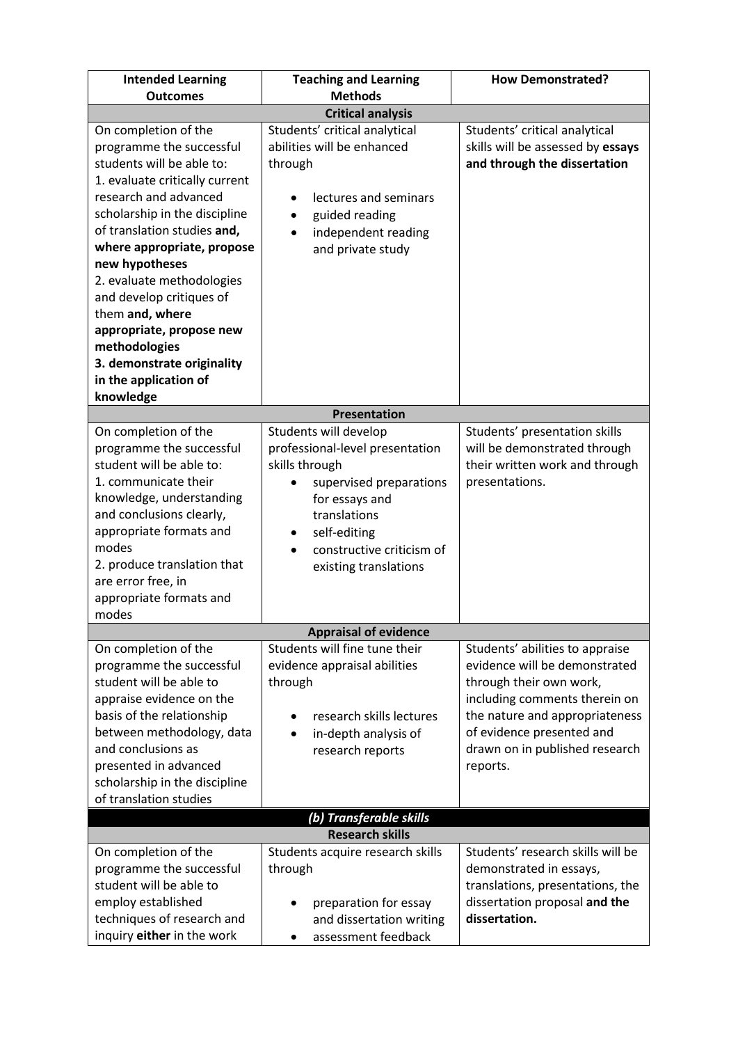| Intended Learning Outcomes | Teaching and Learning Methods | How Demonstrated? |
|---|---|---|
| **Critical analysis** | | |
| On completion of the programme the successful students will be able to:<br>1. evaluate critically current research and advanced scholarship in the discipline of translation studies **and, where appropriate, propose new hypotheses**<br>2. evaluate methodologies and develop critiques of them **and, where appropriate, propose new methodologies**<br>**3. demonstrate originality in the application of knowledge** | Students' critical analytical abilities will be enhanced through<br>• lectures and seminars<br>• guided reading<br>• independent reading and private study | Students' critical analytical skills will be assessed by **essays and through the dissertation** |
| **Presentation** | | |
| On completion of the programme the successful student will be able to:<br>1. communicate their knowledge, understanding and conclusions clearly, appropriate formats and modes<br>2. produce translation that are error free, in appropriate formats and modes | Students will develop professional-level presentation skills through<br>• supervised preparations for essays and translations<br>• self-editing<br>• constructive criticism of existing translations | Students' presentation skills will be demonstrated through their written work and through presentations. |
| **Appraisal of evidence** | | |
| On completion of the programme the successful student will be able to appraise evidence on the basis of the relationship between methodology, data and conclusions as presented in advanced scholarship in the discipline of translation studies | Students will fine tune their evidence appraisal abilities through<br>• research skills lectures<br>• in-depth analysis of research reports | Students' abilities to appraise evidence will be demonstrated through their own work, including comments therein on the nature and appropriateness of evidence presented and drawn on in published research reports. |
| ***(b) Transferable skills*** | | |
| **Research skills** | | |
| On completion of the programme the successful student will be able to employ established techniques of research and inquiry **either** in the work | Students acquire research skills through<br>• preparation for essay and dissertation writing<br>• assessment feedback | Students' research skills will be demonstrated in essays, translations, presentations, the dissertation proposal **and the dissertation.** |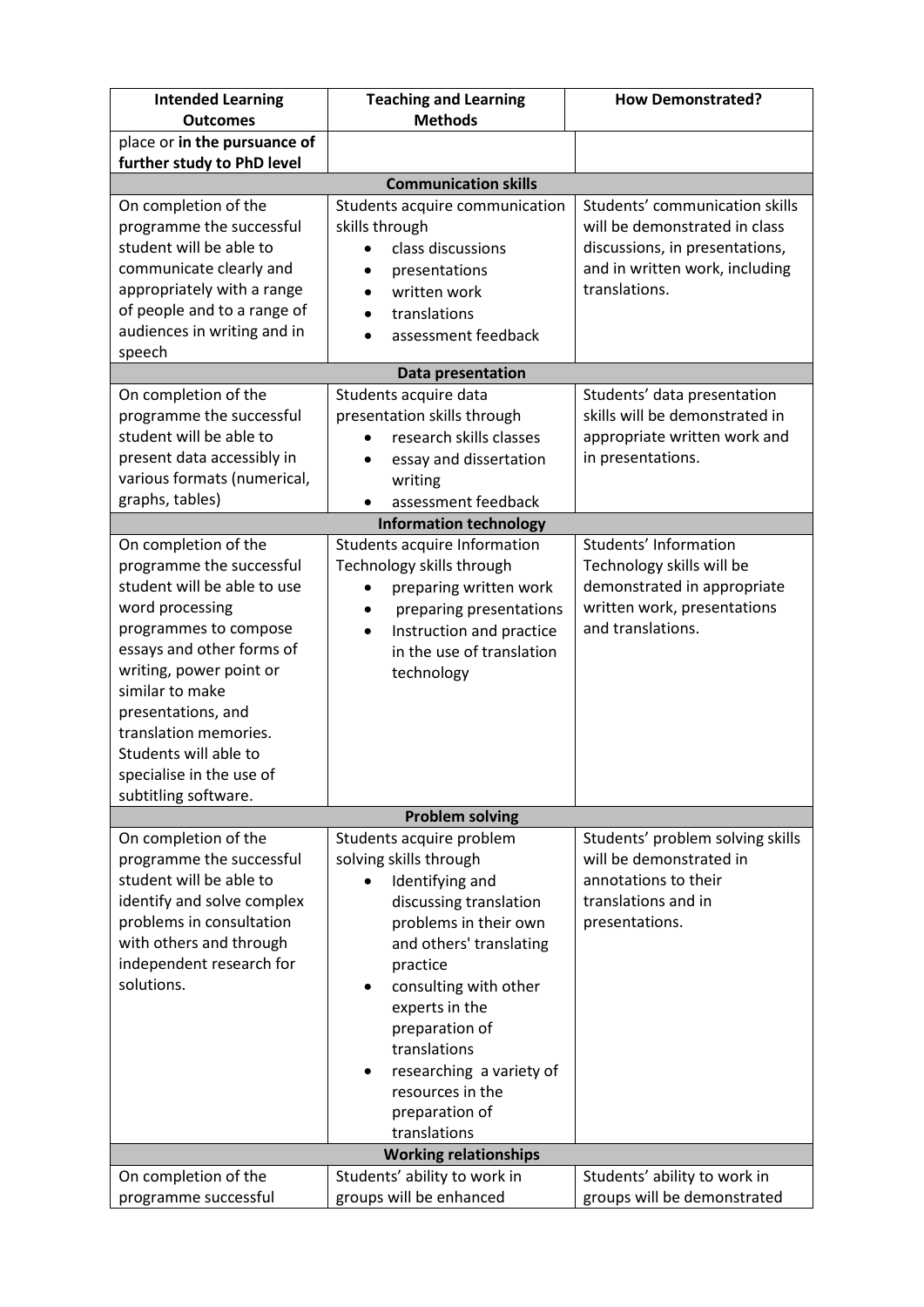| Intended Learning Outcomes | Teaching and Learning Methods | How Demonstrated? |
|---|---|---|
| place or **in the pursuance of further study to PhD level** | | |
| **Communication skills** | | |
| On completion of the programme the successful student will be able to communicate clearly and appropriately with a range of people and to a range of audiences in writing and in speech | Students acquire communication skills through<br>• class discussions<br>• presentations<br>• written work<br>• translations<br>• assessment feedback | Students' communication skills will be demonstrated in class discussions, in presentations, and in written work, including translations. |
| **Data presentation** | | |
| On completion of the programme the successful student will be able to present data accessibly in various formats (numerical, graphs, tables) | Students acquire data presentation skills through<br>• research skills classes<br>• essay and dissertation writing<br>• assessment feedback | Students' data presentation skills will be demonstrated in appropriate written work and in presentations. |
| **Information technology** | | |
| On completion of the programme the successful student will be able to use word processing programmes to compose essays and other forms of writing, power point or similar to make presentations, and translation memories. Students will able to specialise in the use of subtitling software. | Students acquire Information Technology skills through<br>• preparing written work<br>• preparing presentations<br>• Instruction and practice in the use of translation technology | Students' Information Technology skills will be demonstrated in appropriate written work, presentations and translations. |
| **Problem solving** | | |
| On completion of the programme the successful student will be able to identify and solve complex problems in consultation with others and through independent research for solutions. | Students acquire problem solving skills through<br>• Identifying and discussing translation problems in their own and others' translating practice<br>• consulting with other experts in the preparation of translations<br>• researching a variety of resources in the preparation of translations | Students' problem solving skills will be demonstrated in annotations to their translations and in presentations. |
| **Working relationships** | | |
| On completion of the programme successful | Students' ability to work in groups will be enhanced | Students' ability to work in groups will be demonstrated |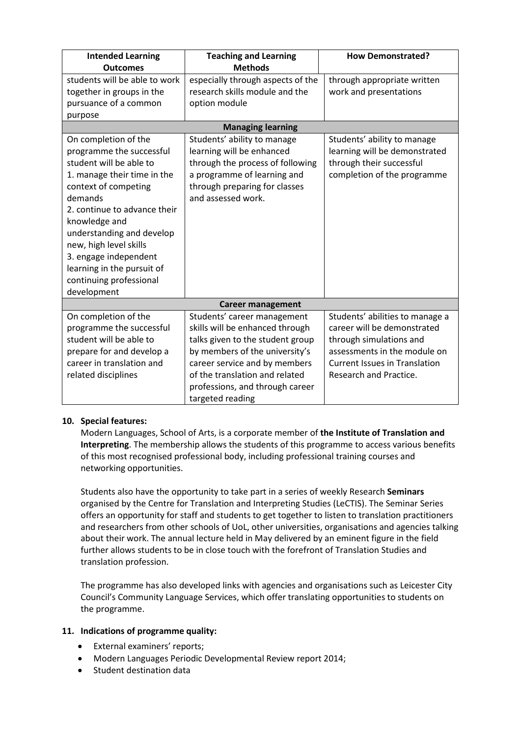| Intended Learning Outcomes | Teaching and Learning Methods | How Demonstrated? |
|---|---|---|
| students will be able to work together in groups in the pursuance of a common purpose | especially through aspects of the research skills module and the option module | through appropriate written work and presentations |
| **Managing learning** | | |
| On completion of the programme the successful student will be able to<br>1. manage their time in the context of competing demands<br>2. continue to advance their knowledge and understanding and develop new, high level skills<br>3. engage independent learning in the pursuit of continuing professional development | Students' ability to manage learning will be enhanced through the process of following a programme of learning and through preparing for classes and assessed work. | Students' ability to manage learning will be demonstrated through their successful completion of the programme |
| **Career management** | | |
| On completion of the programme the successful student will be able to prepare for and develop a career in translation and related disciplines | Students' career management skills will be enhanced through talks given to the student group by members of the university's career service and by members of the translation and related professions, and through career targeted reading | Students' abilities to manage a career will be demonstrated through simulations and assessments in the module on Current Issues in Translation Research and Practice. |

**10. Special features:**

Modern Languages, School of Arts, is a corporate member of **the Institute of Translation and Interpreting**. The membership allows the students of this programme to access various benefits of this most recognised professional body, including professional training courses and networking opportunities.

Students also have the opportunity to take part in a series of weekly Research **Seminars** organised by the Centre for Translation and Interpreting Studies (LeCTIS). The Seminar Series offers an opportunity for staff and students to get together to listen to translation practitioners and researchers from other schools of UoL, other universities, organisations and agencies talking about their work. The annual lecture held in May delivered by an eminent figure in the field further allows students to be in close touch with the forefront of Translation Studies and translation profession.

The programme has also developed links with agencies and organisations such as Leicester City Council's Community Language Services, which offer translating opportunities to students on the programme.

**11. Indications of programme quality:**

- External examiners' reports;
- Modern Languages Periodic Developmental Review report 2014;
- Student destination data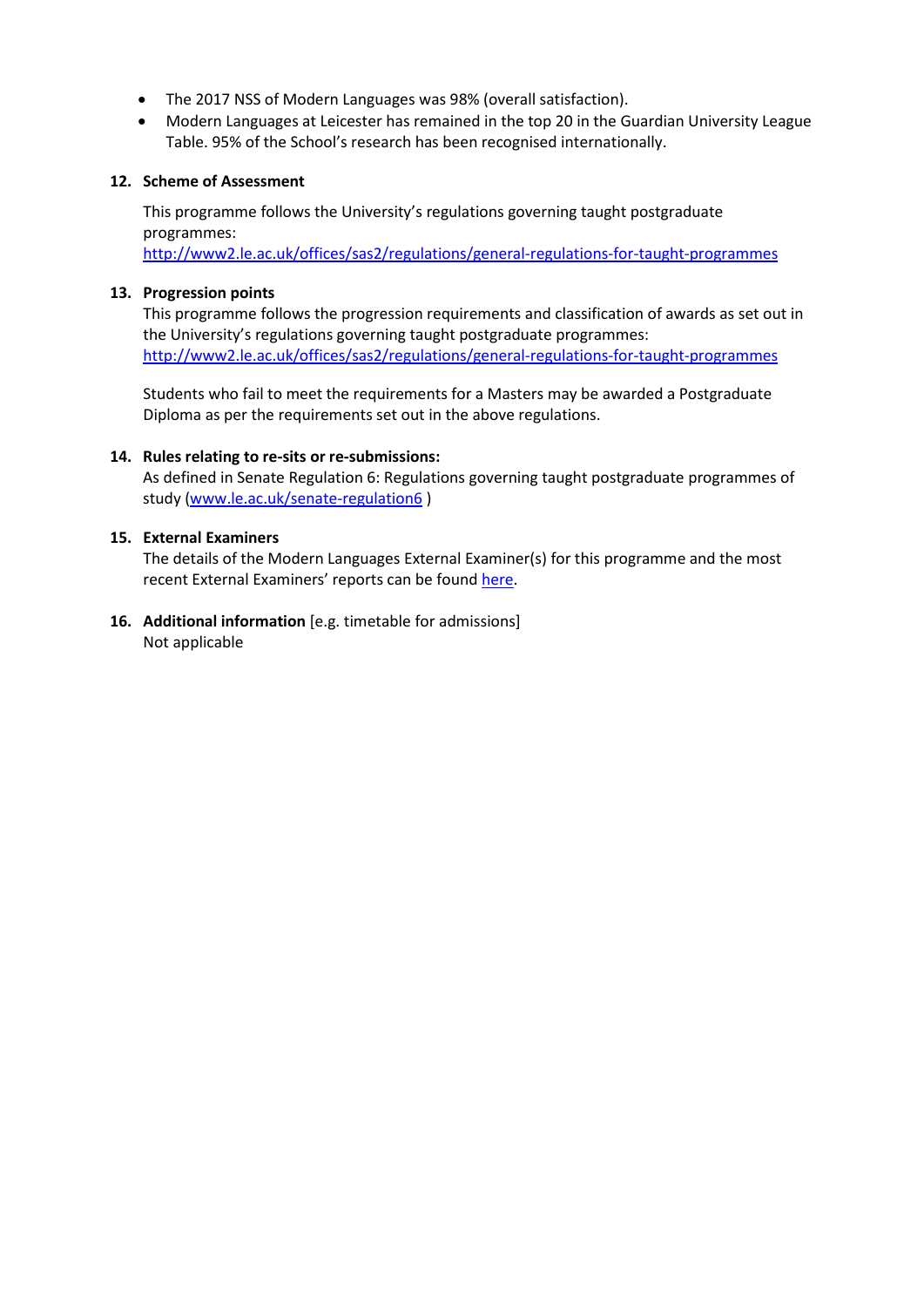- The 2017 NSS of Modern Languages was 98% (overall satisfaction).
- Modern Languages at Leicester has remained in the top 20 in the Guardian University League Table. 95% of the School's research has been recognised internationally.

**12. Scheme of Assessment**

This programme follows the University's regulations governing taught postgraduate programmes:
http://www2.le.ac.uk/offices/sas2/regulations/general-regulations-for-taught-programmes

**13. Progression points**

This programme follows the progression requirements and classification of awards as set out in the University's regulations governing taught postgraduate programmes:
http://www2.le.ac.uk/offices/sas2/regulations/general-regulations-for-taught-programmes

Students who fail to meet the requirements for a Masters may be awarded a Postgraduate Diploma as per the requirements set out in the above regulations.

**14. Rules relating to re-sits or re-submissions:**

As defined in Senate Regulation 6: Regulations governing taught postgraduate programmes of study (www.le.ac.uk/senate-regulation6 )

**15. External Examiners**

The details of the Modern Languages External Examiner(s) for this programme and the most recent External Examiners' reports can be found here.

**16. Additional information** [e.g. timetable for admissions]

Not applicable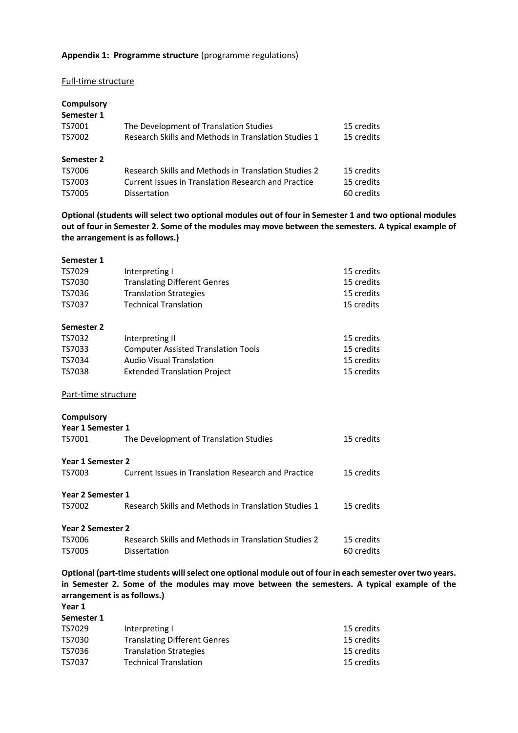**Appendix 1: Programme structure** (programme regulations)

Full-time structure

**Compulsory**

**Semester 1**

| | | |
|---|---|---|
| TS7001 | The Development of Translation Studies | 15 credits |
| TS7002 | Research Skills and Methods in Translation Studies 1 | 15 credits |

**Semester 2**

| | | |
|---|---|---|
| TS7006 | Research Skills and Methods in Translation Studies 2 | 15 credits |
| TS7003 | Current Issues in Translation Research and Practice | 15 credits |
| TS7005 | Dissertation | 60 credits |

**Optional (students will select two optional modules out of four in Semester 1 and two optional modules out of four in Semester 2. Some of the modules may move between the semesters. A typical example of the arrangement is as follows.)**

**Semester 1**

| | | |
|---|---|---|
| TS7029 | Interpreting I | 15 credits |
| TS7030 | Translating Different Genres | 15 credits |
| TS7036 | Translation Strategies | 15 credits |
| TS7037 | Technical Translation | 15 credits |

**Semester 2**

| | | |
|---|---|---|
| TS7032 | Interpreting II | 15 credits |
| TS7033 | Computer Assisted Translation Tools | 15 credits |
| TS7034 | Audio Visual Translation | 15 credits |
| TS7038 | Extended Translation Project | 15 credits |

Part-time structure

**Compulsory**

**Year 1 Semester 1**

| | | |
|---|---|---|
| TS7001 | The Development of Translation Studies | 15 credits |

**Year 1 Semester 2**

| | | |
|---|---|---|
| TS7003 | Current Issues in Translation Research and Practice | 15 credits |

**Year 2 Semester 1**

| | | |
|---|---|---|
| TS7002 | Research Skills and Methods in Translation Studies 1 | 15 credits |

**Year 2 Semester 2**

| | | |
|---|---|---|
| TS7006 | Research Skills and Methods in Translation Studies 2 | 15 credits |
| TS7005 | Dissertation | 60 credits |

**Optional (part-time students will select one optional module out of four in each semester over two years. in Semester 2. Some of the modules may move between the semesters. A typical example of the arrangement is as follows.)**

**Year 1**

**Semester 1**

| | | |
|---|---|---|
| TS7029 | Interpreting I | 15 credits |
| TS7030 | Translating Different Genres | 15 credits |
| TS7036 | Translation Strategies | 15 credits |
| TS7037 | Technical Translation | 15 credits |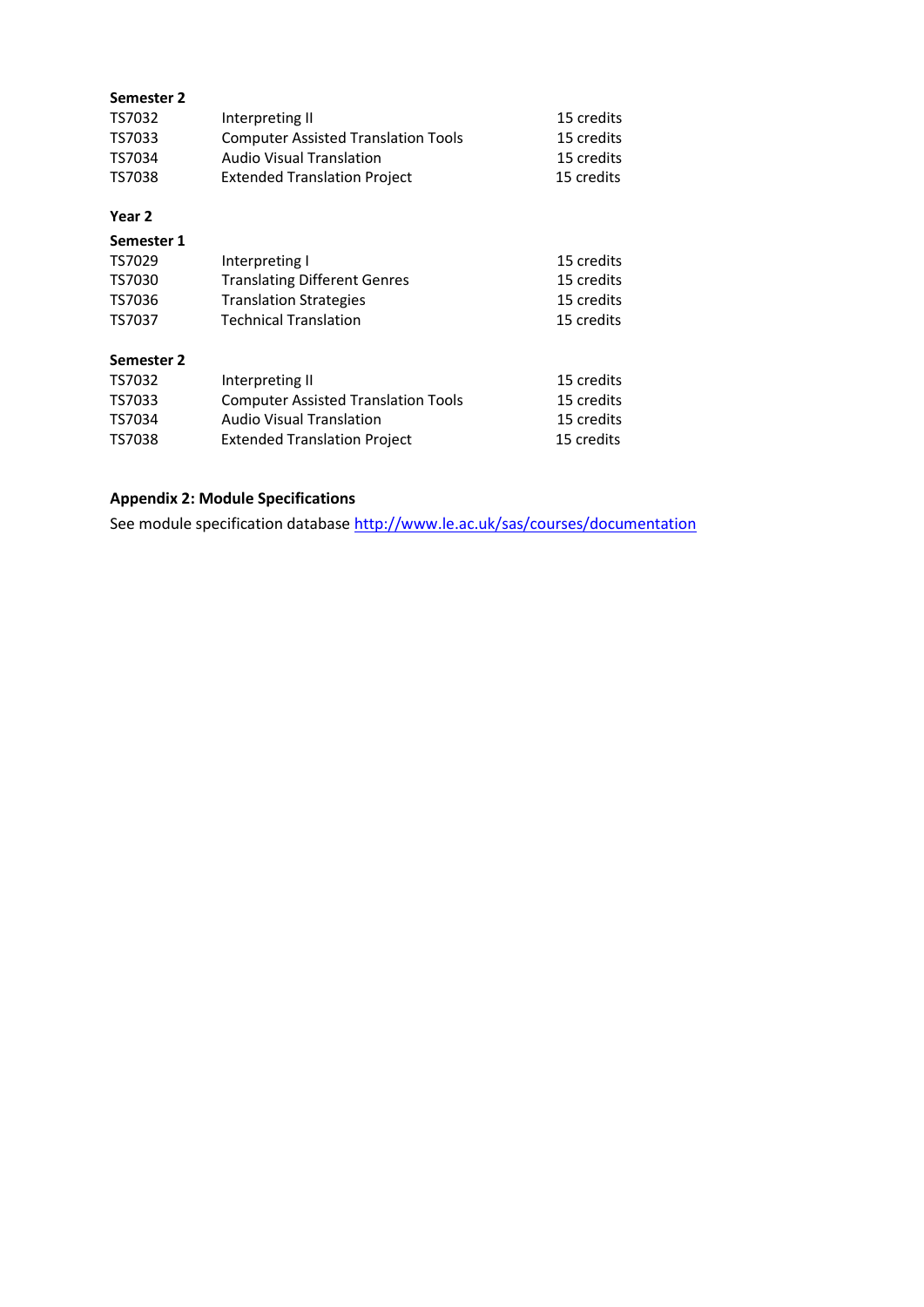**Semester 2**

| | | |
|---|---|---|
| TS7032 | Interpreting II | 15 credits |
| TS7033 | Computer Assisted Translation Tools | 15 credits |
| TS7034 | Audio Visual Translation | 15 credits |
| TS7038 | Extended Translation Project | 15 credits |

**Year 2**

**Semester 1**

| | | |
|---|---|---|
| TS7029 | Interpreting I | 15 credits |
| TS7030 | Translating Different Genres | 15 credits |
| TS7036 | Translation Strategies | 15 credits |
| TS7037 | Technical Translation | 15 credits |

**Semester 2**

| | | |
|---|---|---|
| TS7032 | Interpreting II | 15 credits |
| TS7033 | Computer Assisted Translation Tools | 15 credits |
| TS7034 | Audio Visual Translation | 15 credits |
| TS7038 | Extended Translation Project | 15 credits |

**Appendix 2: Module Specifications**

See module specification database http://www.le.ac.uk/sas/courses/documentation